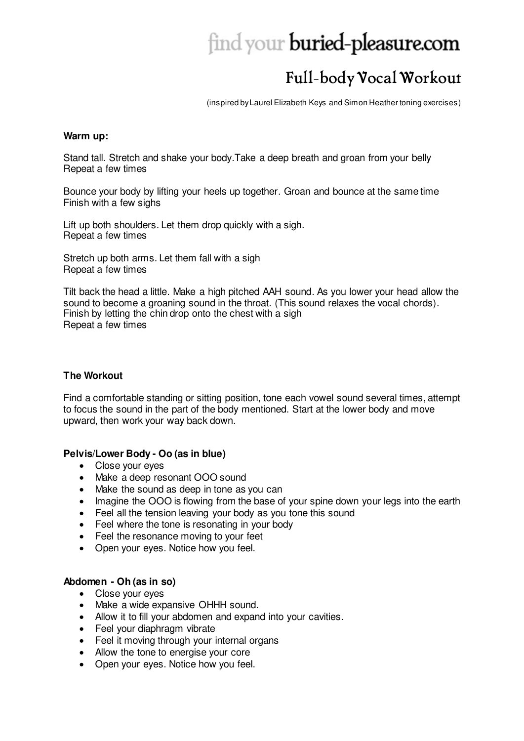find your **buried-pleasure.com**

# Full-body Vocal Workout

(inspired by Laurel Elizabeth Keys and Simon Heather toning exercises)

**Warm up:**

Stand tall. Stretch and shake your body.Take a deep breath and groan from your belly
Repeat a few times

Bounce your body by lifting your heels up together. Groan and bounce at the same time
Finish with a few sighs

Lift up both shoulders. Let them drop quickly with a sigh.
Repeat a few times

Stretch up both arms. Let them fall with a sigh
Repeat a few times

Tilt back the head a little. Make a high pitched AAH sound. As you lower your head allow the sound to become a groaning sound in the throat. (This sound relaxes the vocal chords).
Finish by letting the chin drop onto the chest with a sigh
Repeat a few times

**The Workout**

Find a comfortable standing or sitting position, tone each vowel sound several times, attempt to focus the sound in the part of the body mentioned. Start at the lower body and move upward, then work your way back down.

**Pelvis/Lower Body - Oo (as in blue)**

- Close your eyes
- Make a deep resonant OOO sound
- Make the sound as deep in tone as you can
- Imagine the OOO is flowing from the base of your spine down your legs into the earth
- Feel all the tension leaving your body as you tone this sound
- Feel where the tone is resonating in your body
- Feel the resonance moving to your feet
- Open your eyes. Notice how you feel.

**Abdomen - Oh (as in so)**

- Close your eyes
- Make a wide expansive OHHH sound.
- Allow it to fill your abdomen and expand into your cavities.
- Feel your diaphragm vibrate
- Feel it moving through your internal organs
- Allow the tone to energise your core
- Open your eyes. Notice how you feel.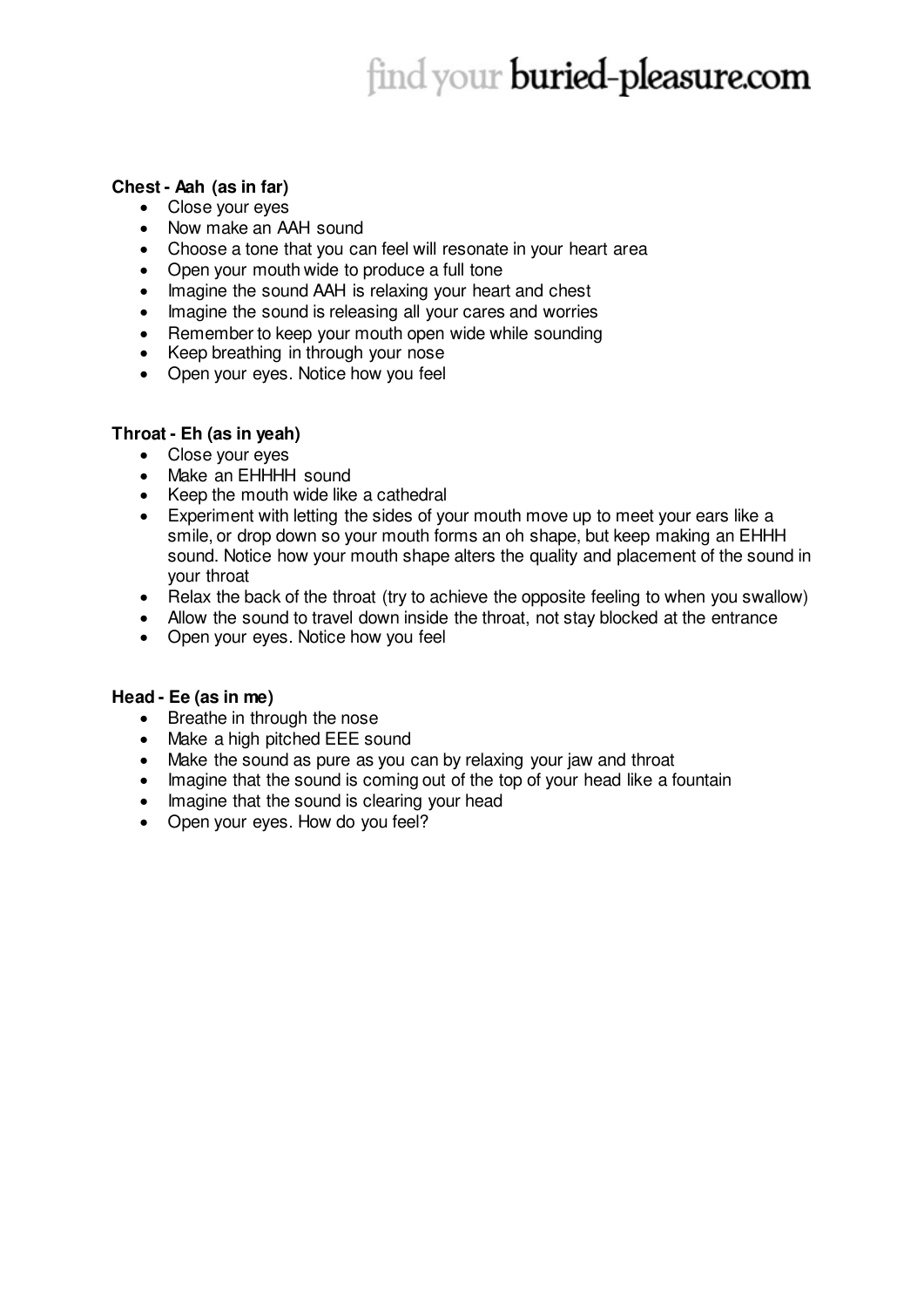**Chest - Aah (as in far)**

- Close your eyes
- Now make an AAH sound
- Choose a tone that you can feel will resonate in your heart area
- Open your mouth wide to produce a full tone
- Imagine the sound AAH is relaxing your heart and chest
- Imagine the sound is releasing all your cares and worries
- Remember to keep your mouth open wide while sounding
- Keep breathing in through your nose
- Open your eyes. Notice how you feel

**Throat - Eh (as in yeah)**

- Close your eyes
- Make an EHHHH sound
- Keep the mouth wide like a cathedral
- Experiment with letting the sides of your mouth move up to meet your ears like a smile, or drop down so your mouth forms an oh shape, but keep making an EHHH sound. Notice how your mouth shape alters the quality and placement of the sound in your throat
- Relax the back of the throat (try to achieve the opposite feeling to when you swallow)
- Allow the sound to travel down inside the throat, not stay blocked at the entrance
- Open your eyes. Notice how you feel

**Head - Ee (as in me)**

- Breathe in through the nose
- Make a high pitched EEE sound
- Make the sound as pure as you can by relaxing your jaw and throat
- Imagine that the sound is coming out of the top of your head like a fountain
- Imagine that the sound is clearing your head
- Open your eyes. How do you feel?